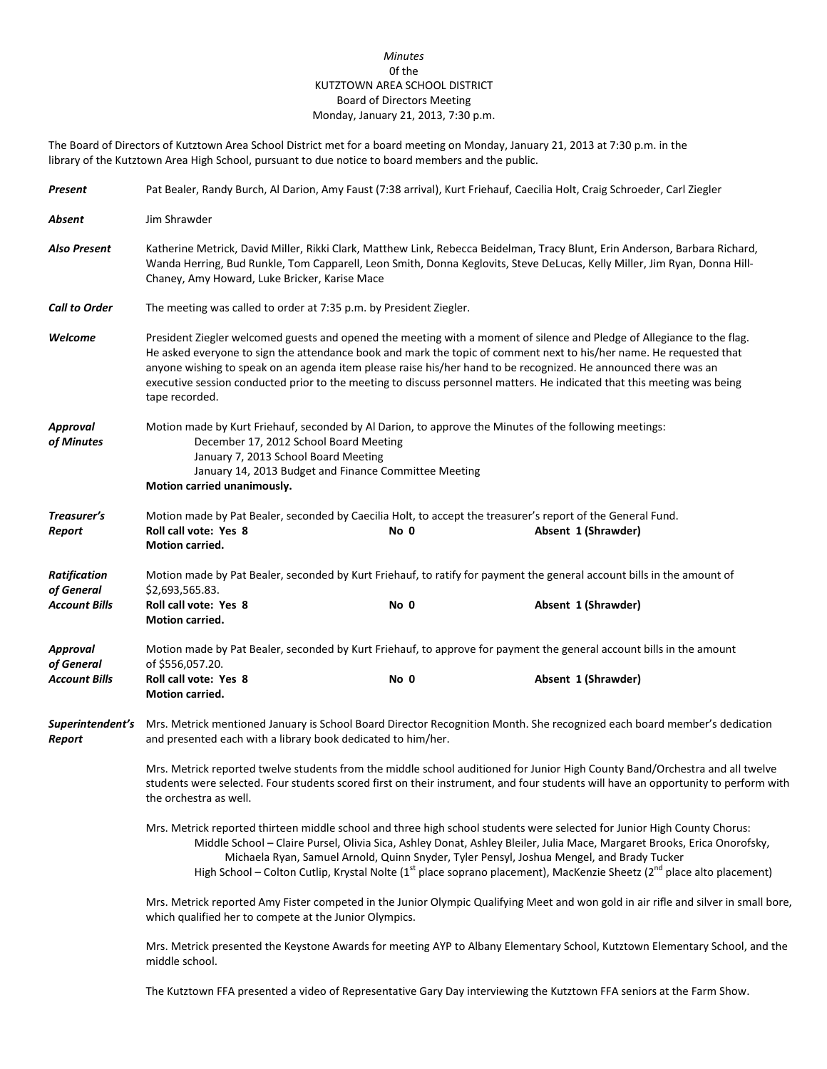*Minutes*
0f the
KUTZTOWN AREA SCHOOL DISTRICT
Board of Directors Meeting
Monday, January 21, 2013, 7:30 p.m.

The Board of Directors of Kutztown Area School District met for a board meeting on Monday, January 21, 2013 at 7:30 p.m. in the library of the Kutztown Area High School, pursuant to due notice to board members and the public.

***Present*** Pat Bealer, Randy Burch, Al Darion, Amy Faust (7:38 arrival), Kurt Friehauf, Caecilia Holt, Craig Schroeder, Carl Ziegler

***Absent*** Jim Shrawder

***Also Present*** Katherine Metrick, David Miller, Rikki Clark, Matthew Link, Rebecca Beidelman, Tracy Blunt, Erin Anderson, Barbara Richard, Wanda Herring, Bud Runkle, Tom Capparell, Leon Smith, Donna Keglovits, Steve DeLucas, Kelly Miller, Jim Ryan, Donna Hill-Chaney, Amy Howard, Luke Bricker, Karise Mace

***Call to Order*** The meeting was called to order at 7:35 p.m. by President Ziegler.

***Welcome*** President Ziegler welcomed guests and opened the meeting with a moment of silence and Pledge of Allegiance to the flag. He asked everyone to sign the attendance book and mark the topic of comment next to his/her name. He requested that anyone wishing to speak on an agenda item please raise his/her hand to be recognized. He announced there was an executive session conducted prior to the meeting to discuss personnel matters. He indicated that this meeting was being tape recorded.

***Approval of Minutes*** Motion made by Kurt Friehauf, seconded by Al Darion, to approve the Minutes of the following meetings:

December 17, 2012 School Board Meeting
January 7, 2013 School Board Meeting
January 14, 2013 Budget and Finance Committee Meeting

**Motion carried unanimously.**

***Treasurer's Report*** Motion made by Pat Bealer, seconded by Caecilia Holt, to accept the treasurer's report of the General Fund.

**Roll call vote: Yes 8 No 0 Absent 1 (Shrawder)**
**Motion carried.**

***Ratification of General Account Bills*** Motion made by Pat Bealer, seconded by Kurt Friehauf, to ratify for payment the general account bills in the amount of $2,693,565.83.

**Roll call vote: Yes 8 No 0 Absent 1 (Shrawder)**
**Motion carried.**

***Approval of General Account Bills*** Motion made by Pat Bealer, seconded by Kurt Friehauf, to approve for payment the general account bills in the amount of $556,057.20.

**Roll call vote: Yes 8 No 0 Absent 1 (Shrawder)**
**Motion carried.**

***Superintendent's Report*** Mrs. Metrick mentioned January is School Board Director Recognition Month. She recognized each board member's dedication and presented each with a library book dedicated to him/her.

Mrs. Metrick reported twelve students from the middle school auditioned for Junior High County Band/Orchestra and all twelve students were selected. Four students scored first on their instrument, and four students will have an opportunity to perform with the orchestra as well.

Mrs. Metrick reported thirteen middle school and three high school students were selected for Junior High County Chorus:

Middle School – Claire Pursel, Olivia Sica, Ashley Donat, Ashley Bleiler, Julia Mace, Margaret Brooks, Erica Onorofsky, Michaela Ryan, Samuel Arnold, Quinn Snyder, Tyler Pensyl, Joshua Mengel, and Brady Tucker
High School – Colton Cutlip, Krystal Nolte (1st place soprano placement), MacKenzie Sheetz (2nd place alto placement)

Mrs. Metrick reported Amy Fister competed in the Junior Olympic Qualifying Meet and won gold in air rifle and silver in small bore, which qualified her to compete at the Junior Olympics.

Mrs. Metrick presented the Keystone Awards for meeting AYP to Albany Elementary School, Kutztown Elementary School, and the middle school.

The Kutztown FFA presented a video of Representative Gary Day interviewing the Kutztown FFA seniors at the Farm Show.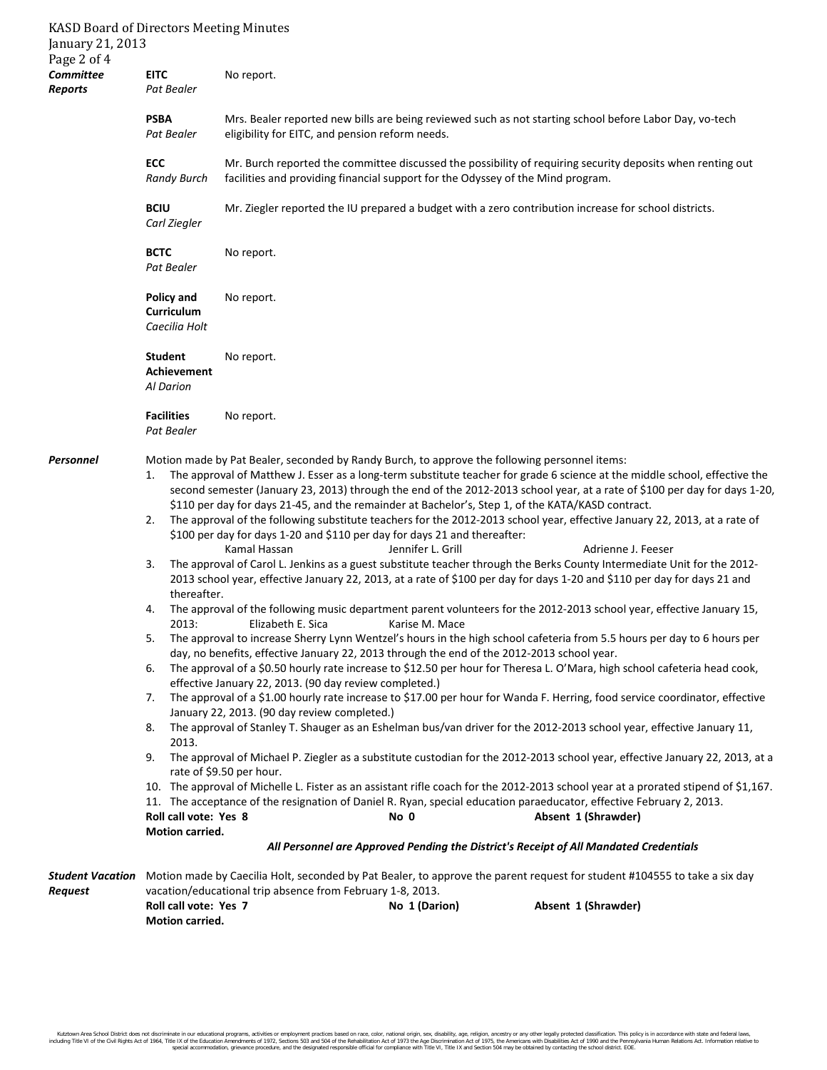**Committee Reports**

**EITC** *Pat Bealer* — No report.

**PSBA** *Pat Bealer* — Mrs. Bealer reported new bills are being reviewed such as not starting school before Labor Day, vo-tech eligibility for EITC, and pension reform needs.

**ECC** *Randy Burch* — Mr. Burch reported the committee discussed the possibility of requiring security deposits when renting out facilities and providing financial support for the Odyssey of the Mind program.

**BCIU** *Carl Ziegler* — Mr. Ziegler reported the IU prepared a budget with a zero contribution increase for school districts.

**BCTC** *Pat Bealer* — No report.

**Policy and Curriculum** *Caecilia Holt* — No report.

**Student Achievement** *Al Darion* — No report.

**Facilities** *Pat Bealer* — No report.

***Personnel***

Motion made by Pat Bealer, seconded by Randy Burch, to approve the following personnel items:

1. The approval of Matthew J. Esser as a long-term substitute teacher for grade 6 science at the middle school, effective the second semester (January 23, 2013) through the end of the 2012-2013 school year, at a rate of $100 per day for days 1-20, $110 per day for days 21-45, and the remainder at Bachelor's, Step 1, of the KATA/KASD contract.
2. The approval of the following substitute teachers for the 2012-2013 school year, effective January 22, 2013, at a rate of $100 per day for days 1-20 and $110 per day for days 21 and thereafter:
   Kamal Hassan    Jennifer L. Grill    Adrienne J. Feeser
3. The approval of Carol L. Jenkins as a guest substitute teacher through the Berks County Intermediate Unit for the 2012-2013 school year, effective January 22, 2013, at a rate of $100 per day for days 1-20 and $110 per day for days 21 and thereafter.
4. The approval of the following music department parent volunteers for the 2012-2013 school year, effective January 15, 2013:    Elizabeth E. Sica    Karise M. Mace
5. The approval to increase Sherry Lynn Wentzel's hours in the high school cafeteria from 5.5 hours per day to 6 hours per day, no benefits, effective January 22, 2013 through the end of the 2012-2013 school year.
6. The approval of a $0.50 hourly rate increase to $12.50 per hour for Theresa L. O'Mara, high school cafeteria head cook, effective January 22, 2013. (90 day review completed.)
7. The approval of a $1.00 hourly rate increase to $17.00 per hour for Wanda F. Herring, food service coordinator, effective January 22, 2013. (90 day review completed.)
8. The approval of Stanley T. Shauger as an Eshelman bus/van driver for the 2012-2013 school year, effective January 11, 2013.
9. The approval of Michael P. Ziegler as a substitute custodian for the 2012-2013 school year, effective January 22, 2013, at a rate of $9.50 per hour.
10. The approval of Michelle L. Fister as an assistant rifle coach for the 2012-2013 school year at a prorated stipend of $1,167.
11. The acceptance of the resignation of Daniel R. Ryan, special education paraeducator, effective February 2, 2013.

**Roll call vote: Yes 8**    **No 0**    **Absent 1 (Shrawder)**
**Motion carried.**

***All Personnel are Approved Pending the District's Receipt of All Mandated Credentials***

***Student Vacation Request***

Motion made by Caecilia Holt, seconded by Pat Bealer, to approve the parent request for student #104555 to take a six day vacation/educational trip absence from February 1-8, 2013.

**Roll call vote: Yes 7**    **No 1 (Darion)**    **Absent 1 (Shrawder)**
**Motion carried.**

Kutztown Area School District does not discriminate in our educational programs, activities or employment practices based on race, color, national origin, sex, disability, age, religion, ancestry or any other legally protected classification. This policy is in accordance with state and federal laws, including Title VI of the Civil Rights Act of 1964, Title IX of the Education Amendments of 1972, Sections 503 and 504 of the Rehabilitation Act of 1973 the Age Discrimination Act of 1975, the Americans with Disabilities Act of 1990 and the Pennsylvania Human Relations Act. Information relative to special accommodation, grievance procedure, and the designated responsible official for compliance with Title VI, Title IX and Section 504 may be obtained by contacting the school district. EOE.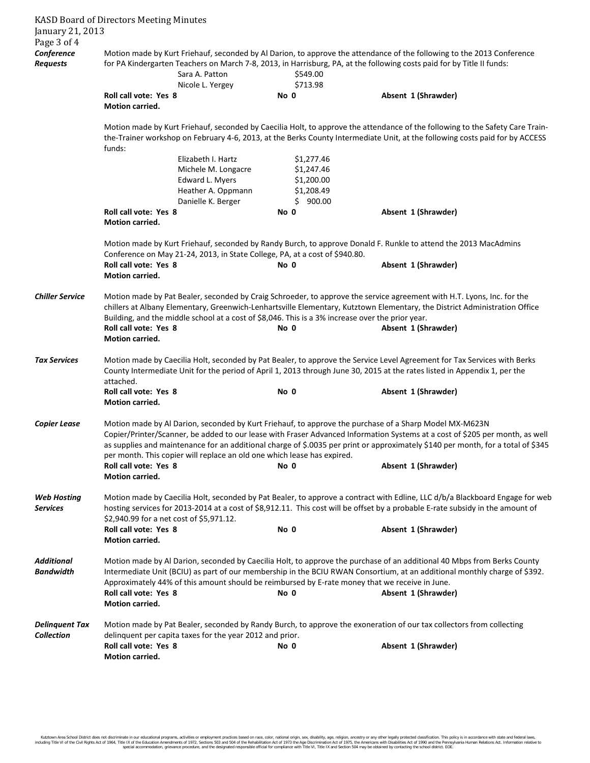***Conference Requests***

Motion made by Kurt Friehauf, seconded by Al Darion, to approve the attendance of the following to the 2013 Conference for PA Kindergarten Teachers on March 7-8, 2013, in Harrisburg, PA, at the following costs paid for by Title II funds:

| | |
|---|---|
| Sara A. Patton | $549.00 |
| Nicole L. Yergey | $713.98 |

**Roll call vote: Yes 8** **No 0** **Absent 1 (Shrawder)**
**Motion carried.**

Motion made by Kurt Friehauf, seconded by Caecilia Holt, to approve the attendance of the following to the Safety Care Train-the-Trainer workshop on February 4-6, 2013, at the Berks County Intermediate Unit, at the following costs paid for by ACCESS funds:

| | |
|---|---|
| Elizabeth I. Hartz | $1,277.46 |
| Michele M. Longacre | $1,247.46 |
| Edward L. Myers | $1,200.00 |
| Heather A. Oppmann | $1,208.49 |
| Danielle K. Berger | $ 900.00 |

**Roll call vote: Yes 8** **No 0** **Absent 1 (Shrawder)**
**Motion carried.**

Motion made by Kurt Friehauf, seconded by Randy Burch, to approve Donald F. Runkle to attend the 2013 MacAdmins Conference on May 21-24, 2013, in State College, PA, at a cost of $940.80.
**Roll call vote: Yes 8** **No 0** **Absent 1 (Shrawder)**
**Motion carried.**

***Chiller Service***

Motion made by Pat Bealer, seconded by Craig Schroeder, to approve the service agreement with H.T. Lyons, Inc. for the chillers at Albany Elementary, Greenwich-Lenhartsville Elementary, Kutztown Elementary, the District Administration Office Building, and the middle school at a cost of $8,046. This is a 3% increase over the prior year.
**Roll call vote: Yes 8** **No 0** **Absent 1 (Shrawder)**
**Motion carried.**

***Tax Services***

Motion made by Caecilia Holt, seconded by Pat Bealer, to approve the Service Level Agreement for Tax Services with Berks County Intermediate Unit for the period of April 1, 2013 through June 30, 2015 at the rates listed in Appendix 1, per the attached.
**Roll call vote: Yes 8** **No 0** **Absent 1 (Shrawder)**
**Motion carried.**

***Copier Lease***

Motion made by Al Darion, seconded by Kurt Friehauf, to approve the purchase of a Sharp Model MX-M623N Copier/Printer/Scanner, be added to our lease with Fraser Advanced Information Systems at a cost of $205 per month, as well as supplies and maintenance for an additional charge of $.0035 per print or approximately $140 per month, for a total of $345 per month. This copier will replace an old one which lease has expired.
**Roll call vote: Yes 8** **No 0** **Absent 1 (Shrawder)**
**Motion carried.**

***Web Hosting Services***

Motion made by Caecilia Holt, seconded by Pat Bealer, to approve a contract with Edline, LLC d/b/a Blackboard Engage for web hosting services for 2013-2014 at a cost of $8,912.11. This cost will be offset by a probable E-rate subsidy in the amount of $2,940.99 for a net cost of $5,971.12.
**Roll call vote: Yes 8** **No 0** **Absent 1 (Shrawder)**
**Motion carried.**

***Additional Bandwidth***

Motion made by Al Darion, seconded by Caecilia Holt, to approve the purchase of an additional 40 Mbps from Berks County Intermediate Unit (BCIU) as part of our membership in the BCIU RWAN Consortium, at an additional monthly charge of $392. Approximately 44% of this amount should be reimbursed by E-rate money that we receive in June.
**Roll call vote: Yes 8** **No 0** **Absent 1 (Shrawder)**
**Motion carried.**

***Delinquent Tax Collection***

Motion made by Pat Bealer, seconded by Randy Burch, to approve the exoneration of our tax collectors from collecting delinquent per capita taxes for the year 2012 and prior.
**Roll call vote: Yes 8** **No 0** **Absent 1 (Shrawder)**
**Motion carried.**

Kutztown Area School District does not discriminate in our educational programs, activities or employment practices based on race, color, national origin, sex, disability, age, religion, ancestry or any other legally protected classification. This policy is in accordance with state and federal laws, including Title VI of the Civil Rights Act of 1964, Title IX of the Education Amendments of 1972, Sections 503 and 504 of the Rehabilitation Act of 1973 the Age Discrimination Act of 1975, the Americans with Disabilities Act of 1990 and the Pennsylvania Human Relations Act. Information relative to special accommodation, grievance procedure, and the designated responsible official for compliance with Title VI, Title IX and Section 504 may be obtained by contacting the school district. EOE.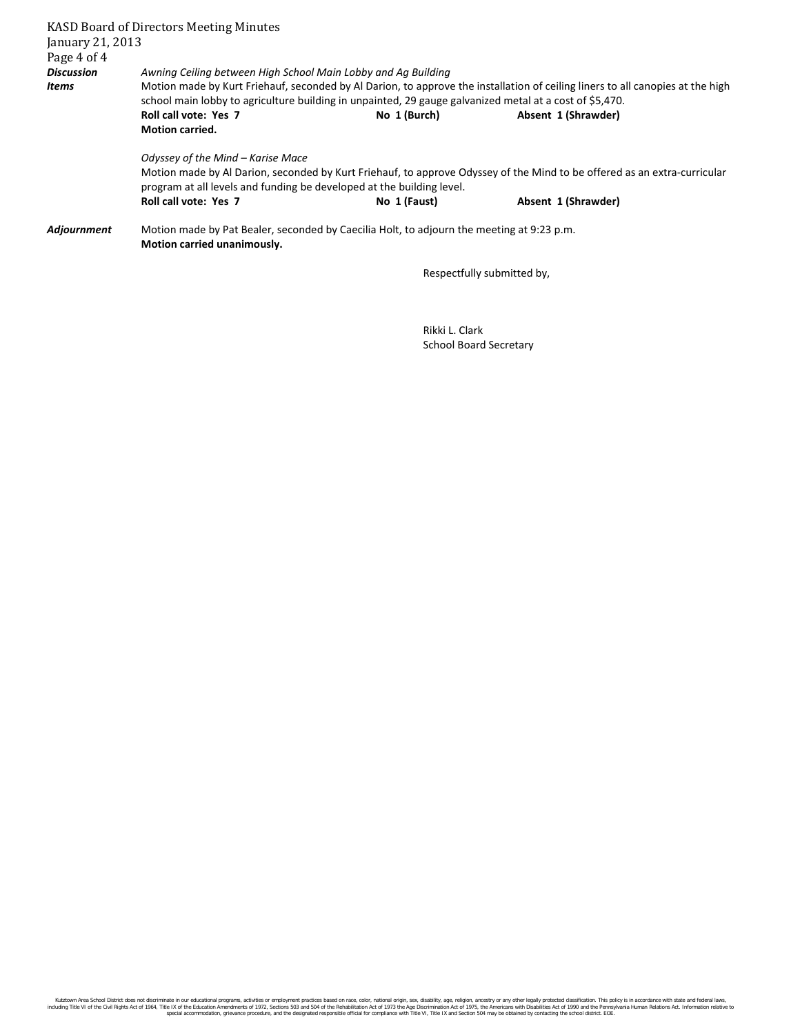***Discussion Items***

*Awning Ceiling between High School Main Lobby and Ag Building*

Motion made by Kurt Friehauf, seconded by Al Darion, to approve the installation of ceiling liners to all canopies at the high school main lobby to agriculture building in unpainted, 29 gauge galvanized metal at a cost of $5,470.

**Roll call vote: Yes 7 No 1 (Burch) Absent 1 (Shrawder)**

**Motion carried.**

*Odyssey of the Mind – Karise Mace*

Motion made by Al Darion, seconded by Kurt Friehauf, to approve Odyssey of the Mind to be offered as an extra-curricular program at all levels and funding be developed at the building level.

**Roll call vote: Yes 7 No 1 (Faust) Absent 1 (Shrawder)**

***Adjournment***

Motion made by Pat Bealer, seconded by Caecilia Holt, to adjourn the meeting at 9:23 p.m.

**Motion carried unanimously.**

Respectfully submitted by,

Rikki L. Clark
School Board Secretary

Kutztown Area School District does not discriminate in our educational programs, activities or employment practices based on race, color, national origin, sex, disability, age, religion, ancestry or any other legally protected classification. This policy is in accordance with state and federal laws, including Title VI of the Civil Rights Act of 1964, Title IX of the Education Amendments of 1972, Sections 503 and 504 of the Rehabilitation Act of 1973 the Age Discrimination Act of 1975, the Americans with Disabilities Act of 1990 and the Pennsylvania Human Relations Act. Information relative to special accommodation, grievance procedure, and the designated responsible official for compliance with Title VI, Title IX and Section 504 may be obtained by contacting the school district. EOE.